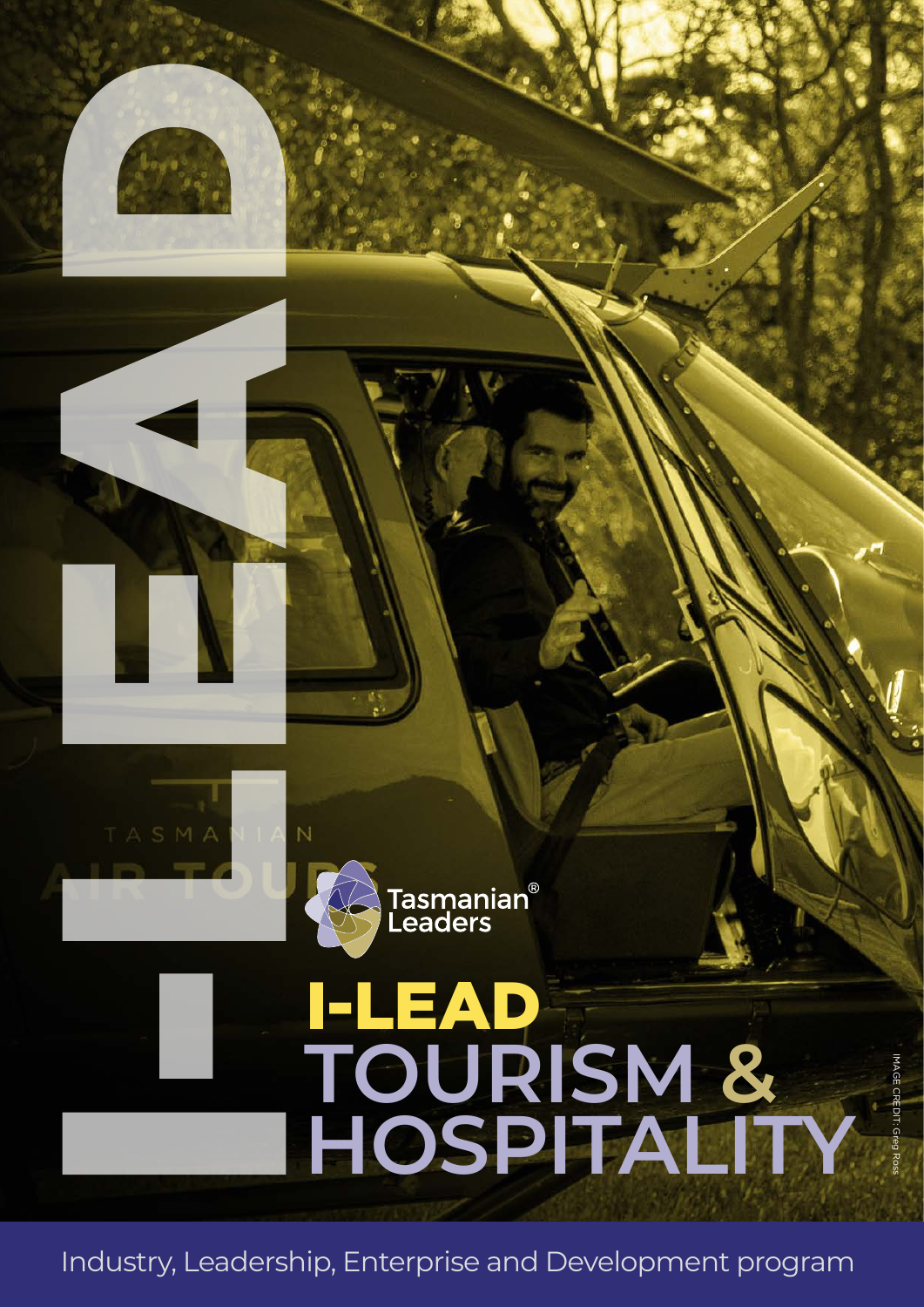Tasmanian® Leaders

# I-LEAD TOURISM & HOSPITALITY

IMAGE CREDIT: Greg Ross

Industry, Leadership, Enterprise and Development program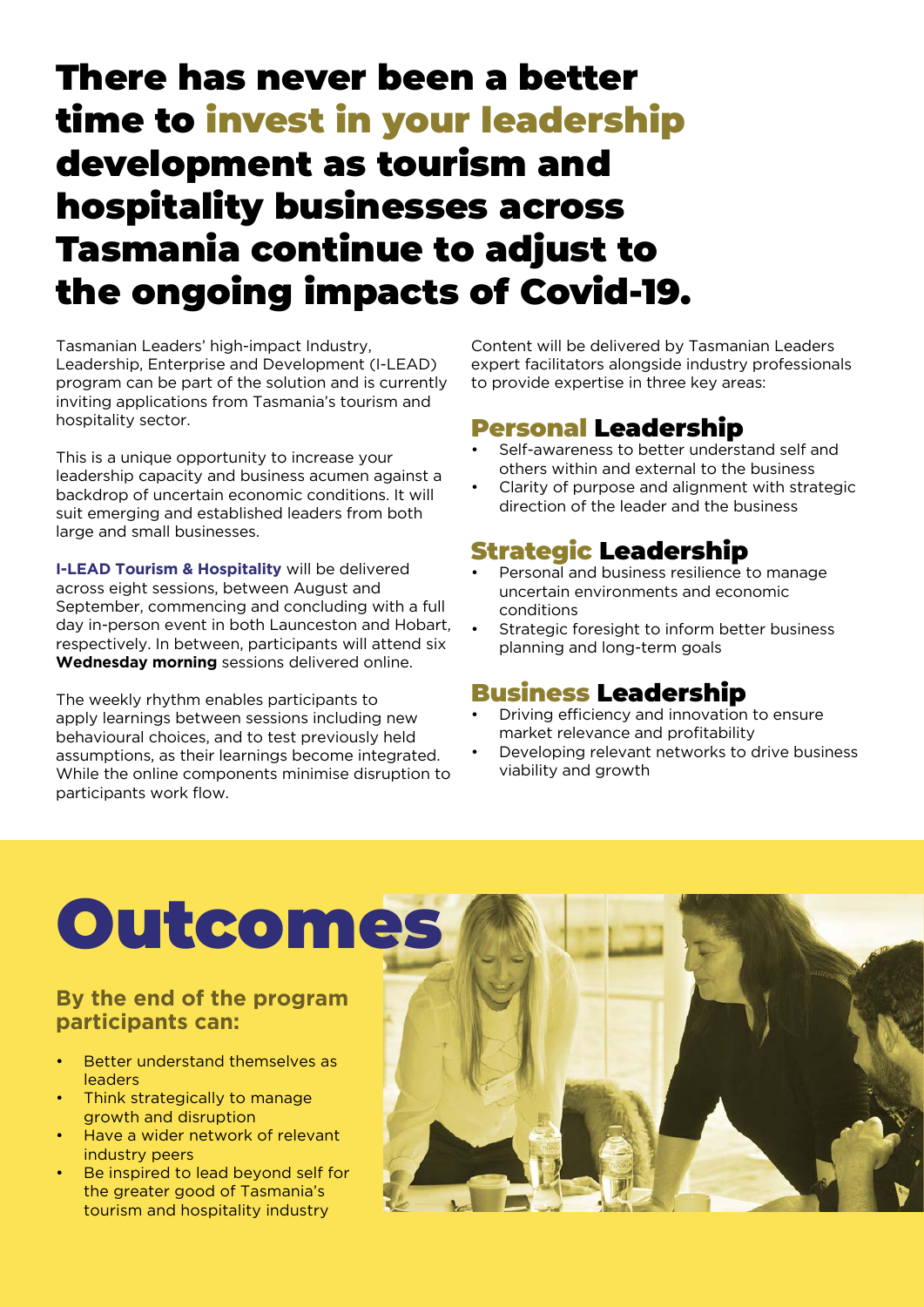# There has never been a better time to invest in your leadership development as tourism and hospitality businesses across Tasmania continue to adjust to the ongoing impacts of Covid-19.

Tasmanian Leaders' high-impact Industry, Leadership, Enterprise and Development (I-LEAD) program can be part of the solution and is currently inviting applications from Tasmania's tourism and hospitality sector.

This is a unique opportunity to increase your leadership capacity and business acumen against a backdrop of uncertain economic conditions. It will suit emerging and established leaders from both large and small businesses.

**I-LEAD Tourism & Hospitality** will be delivered across eight sessions, between August and September, commencing and concluding with a full day in-person event in both Launceston and Hobart, respectively. In between, participants will attend six **Wednesday morning** sessions delivered online.

The weekly rhythm enables participants to apply learnings between sessions including new behavioural choices, and to test previously held assumptions, as their learnings become integrated. While the online components minimise disruption to participants work flow.

Content will be delivered by Tasmanian Leaders expert facilitators alongside industry professionals to provide expertise in three key areas:

## Personal Leadership

- Self-awareness to better understand self and others within and external to the business
- Clarity of purpose and alignment with strategic direction of the leader and the business

## Strategic Leadership

- Personal and business resilience to manage uncertain environments and economic conditions
- Strategic foresight to inform better business planning and long-term goals

## Business Leadership

- Driving efficiency and innovation to ensure market relevance and profitability
- Developing relevant networks to drive business viability and growth

# Outcomes

### By the end of the program participants can:

- Better understand themselves as leaders
- Think strategically to manage growth and disruption
- Have a wider network of relevant industry peers
- Be inspired to lead beyond self for the greater good of Tasmania's tourism and hospitality industry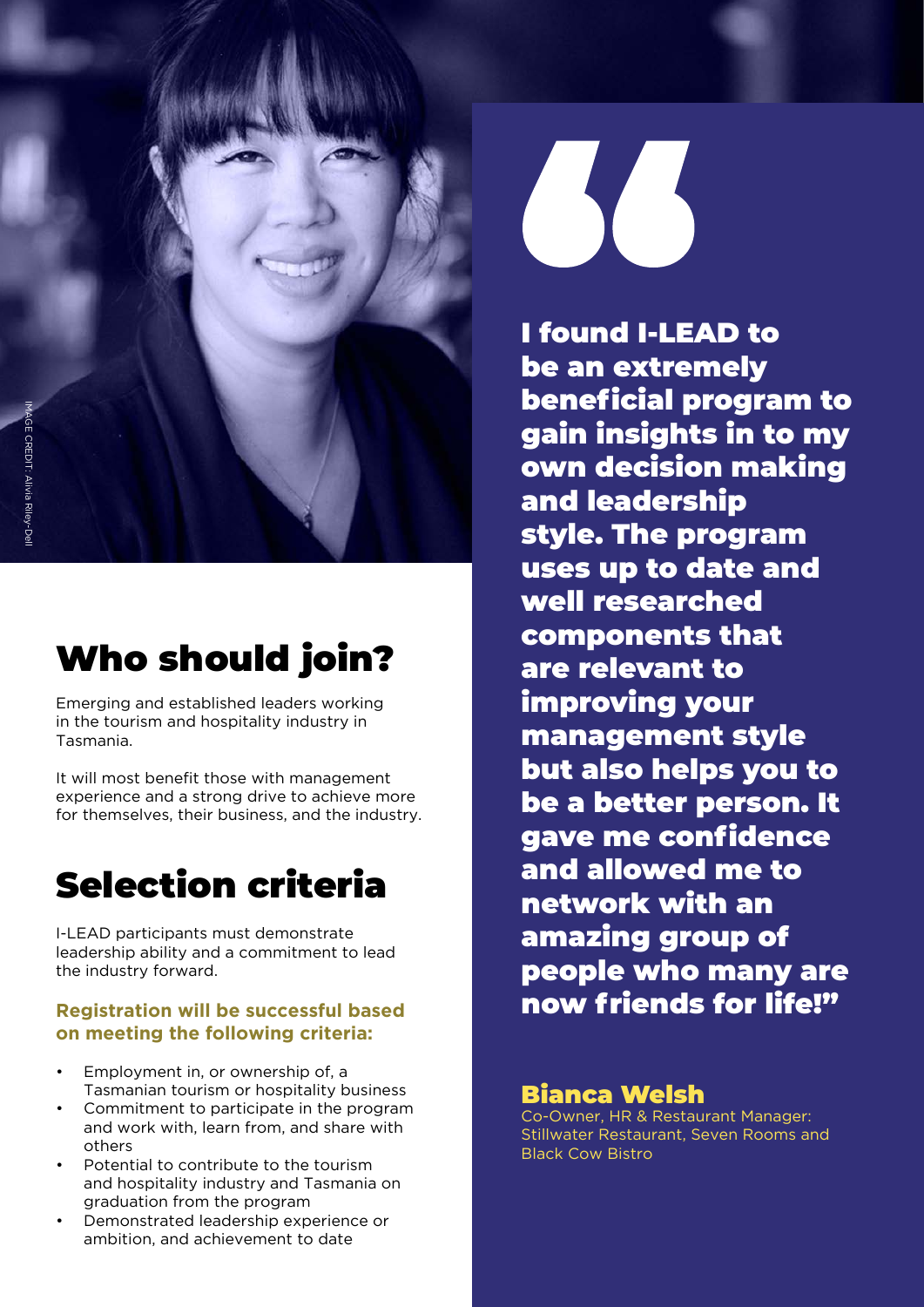IMAGE CREDIT: Alivia Riley-Dell

## Who should join?

Emerging and established leaders working in the tourism and hospitality industry in Tasmania.

It will most benefit those with management experience and a strong drive to achieve more for themselves, their business, and the industry.

## Selection criteria

I-LEAD participants must demonstrate leadership ability and a commitment to lead the industry forward.

**Registration will be successful based on meeting the following criteria:**

- Employment in, or ownership of, a Tasmanian tourism or hospitality business
- Commitment to participate in the program and work with, learn from, and share with others
- Potential to contribute to the tourism and hospitality industry and Tasmania on graduation from the program
- Demonstrated leadership experience or ambition, and achievement to date

**"I found I-LEAD to be an extremely beneficial program to gain insights in to my own decision making and leadership style. The program uses up to date and well researched components that are relevant to improving your management style but also helps you to be a better person. It gave me confidence and allowed me to network with an amazing group of people who many are now friends for life!"**

**Bianca Welsh**
Co-Owner, HR & Restaurant Manager: Stillwater Restaurant, Seven Rooms and Black Cow Bistro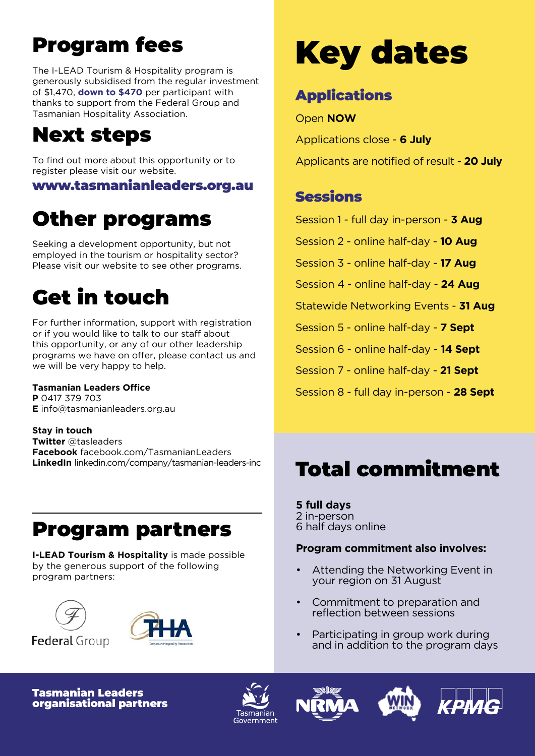## Program fees

The I-LEAD Tourism & Hospitality program is generously subsidised from the regular investment of $1,470, **down to $470** per participant with thanks to support from the Federal Group and Tasmanian Hospitality Association.

## Next steps

To find out more about this opportunity or to register please visit our website.

**www.tasmanianleaders.org.au**

## Other programs

Seeking a development opportunity, but not employed in the tourism or hospitality sector? Please visit our website to see other programs.

## Get in touch

For further information, support with registration or if you would like to talk to our staff about this opportunity, or any of our other leadership programs we have on offer, please contact us and we will be very happy to help.

**Tasmanian Leaders Office**
**P** 0417 379 703
**E** info@tasmanianleaders.org.au

**Stay in touch**
**Twitter** @tasleaders
**Facebook** facebook.com/TasmanianLeaders
**LinkedIn** linkedin.com/company/tasmanian-leaders-inc

## Program partners

**I-LEAD Tourism & Hospitality** is made possible by the generous support of the following program partners:

Federal Group

THA Tasmanian Hospitality Association

# Key dates

### Applications

Open **NOW**

Applications close - **6 July**

Applicants are notified of result - **20 July**

### Sessions

Session 1 - full day in-person - **3 Aug**

Session 2 - online half-day - **10 Aug**

Session 3 - online half-day - **17 Aug**

Session 4 - online half-day - **24 Aug**

Statewide Networking Events - **31 Aug**

Session 5 - online half-day - **7 Sept**

Session 6 - online half-day - **14 Sept**

Session 7 - online half-day - **21 Sept**

Session 8 - full day in-person - **28 Sept**

## Total commitment

**5 full days**
2 in-person
6 half days online

**Program commitment also involves:**

- Attending the Networking Event in your region on 31 August
- Commitment to preparation and reflection between sessions
- Participating in group work during and in addition to the program days

**Tasmanian Leaders organisational partners**

Tasmanian Government

NRMA

WIN Network

KPMG